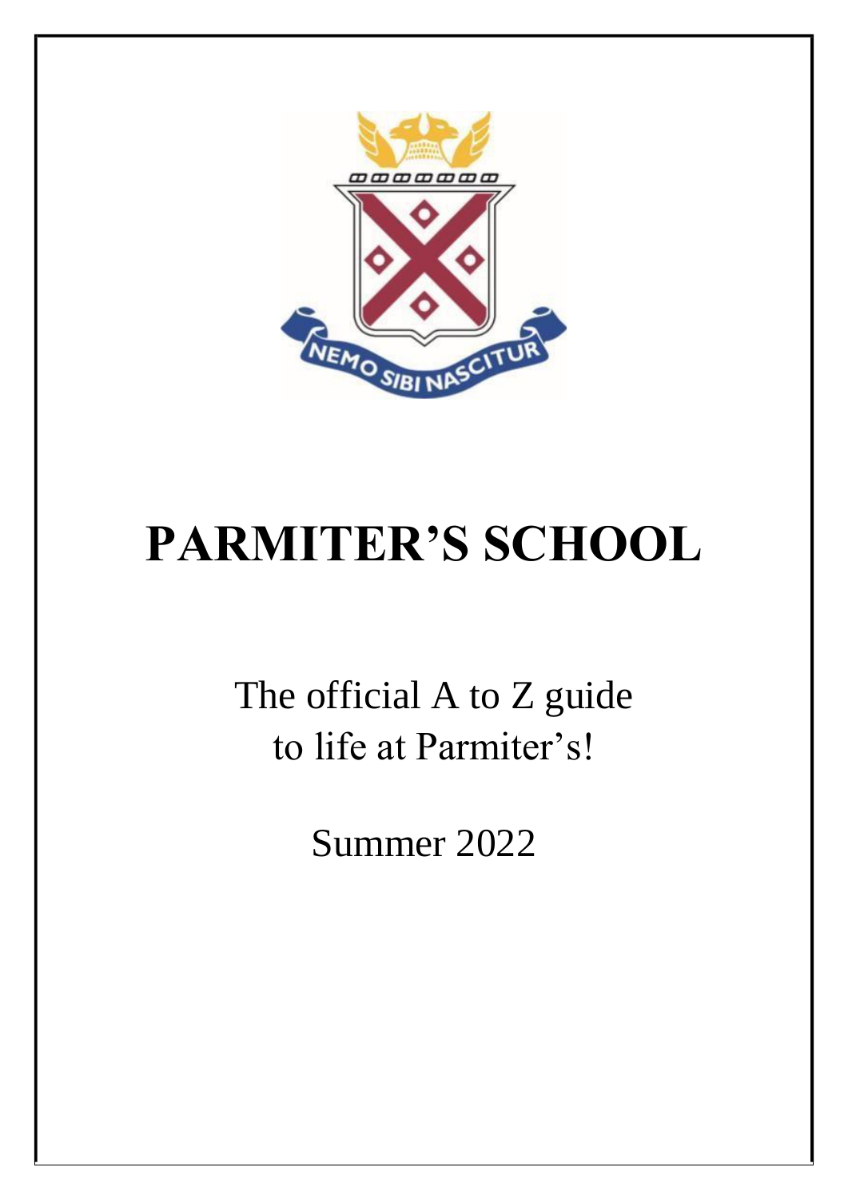# PARMITER'S SCHOOL

The official A to Z guide
to life at Parmiter's!

Summer 2022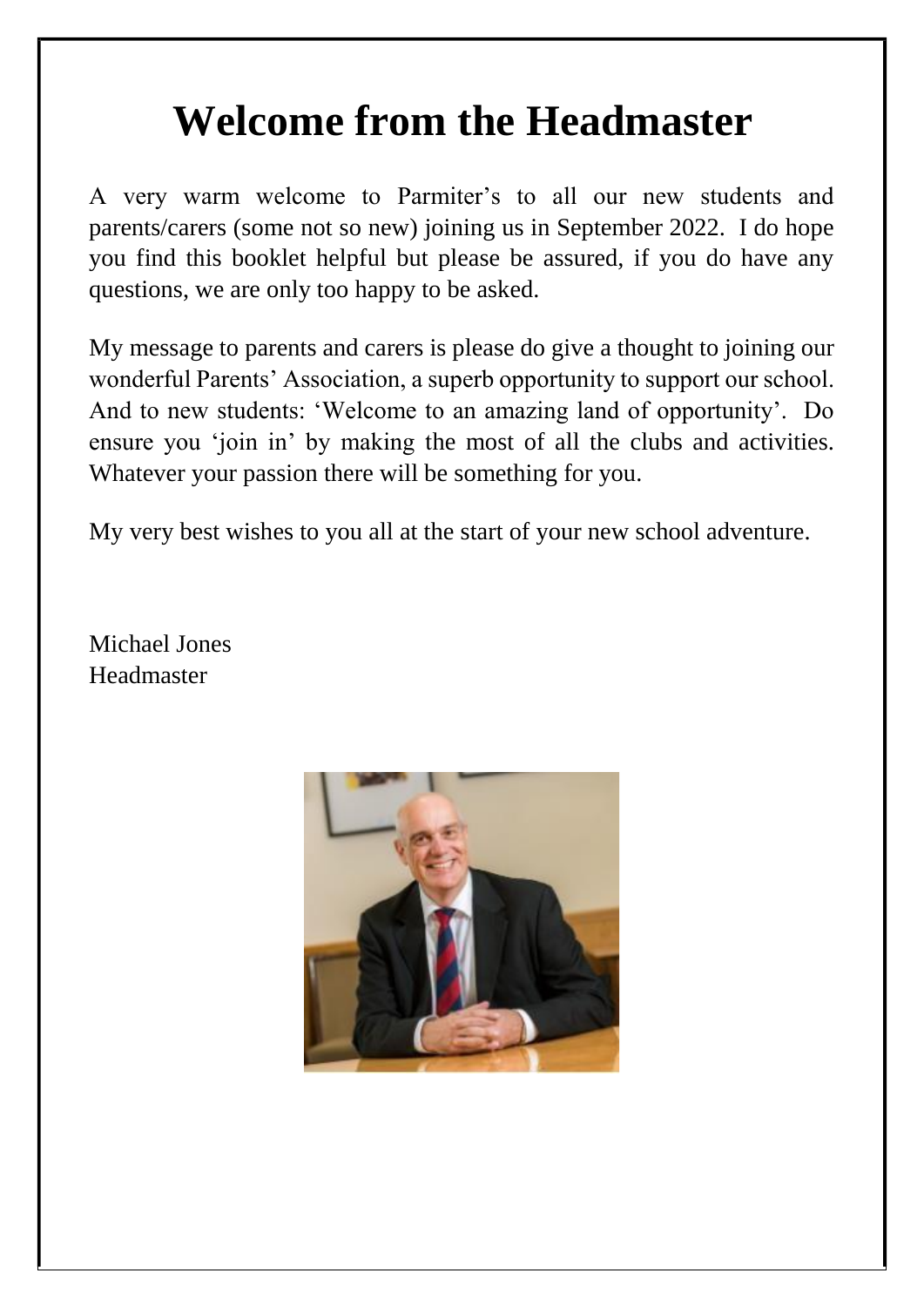# Welcome from the Headmaster

A very warm welcome to Parmiter's to all our new students and parents/carers (some not so new) joining us in September 2022. I do hope you find this booklet helpful but please be assured, if you do have any questions, we are only too happy to be asked.

My message to parents and carers is please do give a thought to joining our wonderful Parents' Association, a superb opportunity to support our school. And to new students: 'Welcome to an amazing land of opportunity'. Do ensure you 'join in' by making the most of all the clubs and activities. Whatever your passion there will be something for you.

My very best wishes to you all at the start of your new school adventure.

Michael Jones
Headmaster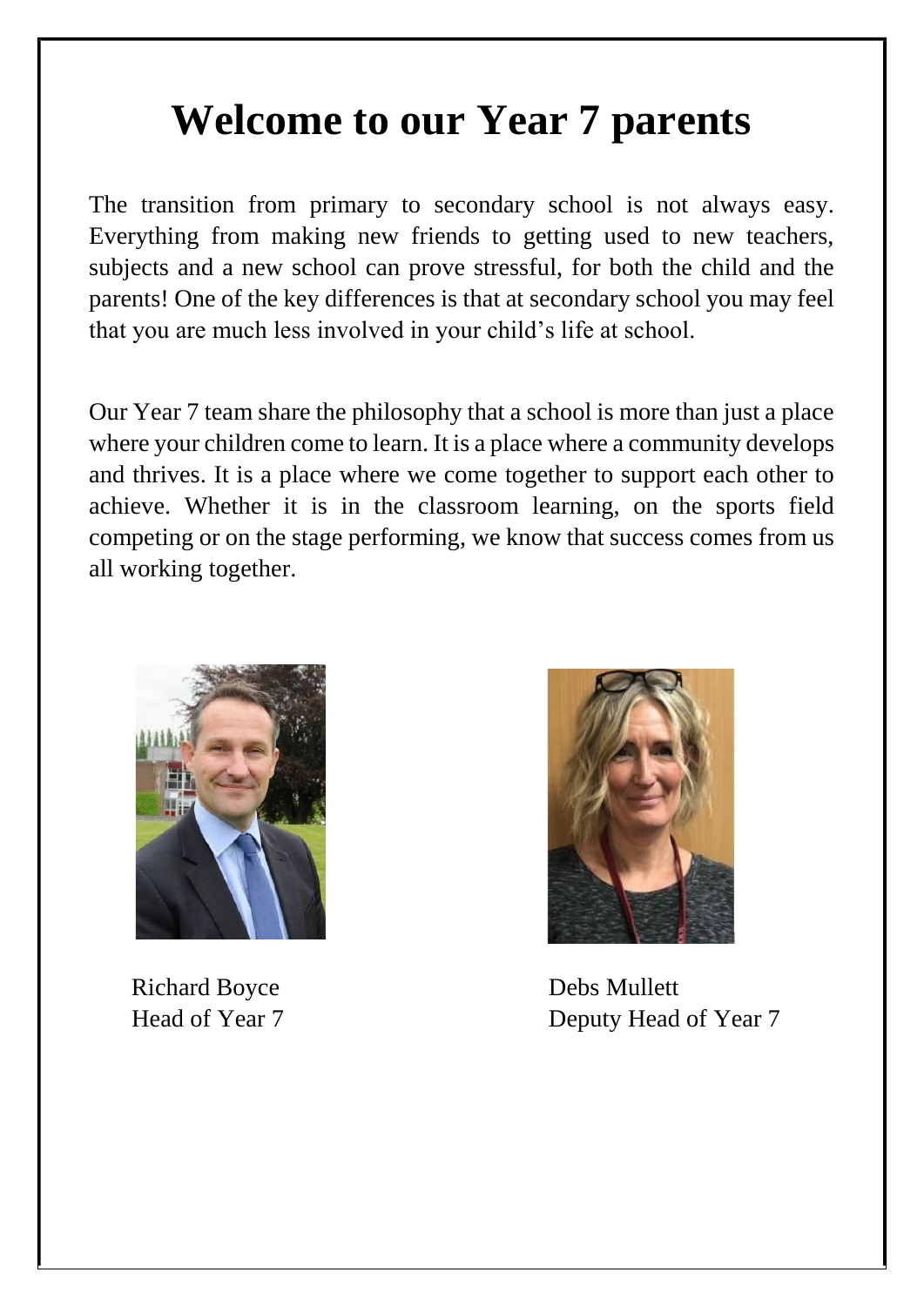# Welcome to our Year 7 parents

The transition from primary to secondary school is not always easy. Everything from making new friends to getting used to new teachers, subjects and a new school can prove stressful, for both the child and the parents! One of the key differences is that at secondary school you may feel that you are much less involved in your child's life at school.

Our Year 7 team share the philosophy that a school is more than just a place where your children come to learn. It is a place where a community develops and thrives. It is a place where we come together to support each other to achieve. Whether it is in the classroom learning, on the sports field competing or on the stage performing, we know that success comes from us all working together.

Richard Boyce
Head of Year 7

Debs Mullett
Deputy Head of Year 7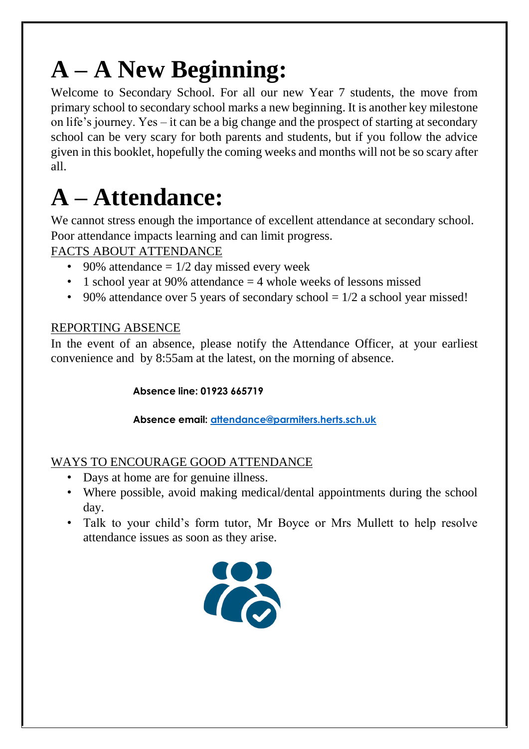# A – A New Beginning:

Welcome to Secondary School. For all our new Year 7 students, the move from primary school to secondary school marks a new beginning. It is another key milestone on life's journey. Yes – it can be a big change and the prospect of starting at secondary school can be very scary for both parents and students, but if you follow the advice given in this booklet, hopefully the coming weeks and months will not be so scary after all.

# A – Attendance:

We cannot stress enough the importance of excellent attendance at secondary school. Poor attendance impacts learning and can limit progress.

<u>FACTS ABOUT ATTENDANCE</u>

- 90% attendance = 1/2 day missed every week
- 1 school year at 90% attendance = 4 whole weeks of lessons missed
- 90% attendance over 5 years of secondary school = 1/2 a school year missed!

<u>REPORTING ABSENCE</u>

In the event of an absence, please notify the Attendance Officer, at your earliest convenience and by 8:55am at the latest, on the morning of absence.

**Absence line: 01923 665719**

**Absence email: attendance@parmiters.herts.sch.uk**

<u>WAYS TO ENCOURAGE GOOD ATTENDANCE</u>

- Days at home are for genuine illness.
- Where possible, avoid making medical/dental appointments during the school day.
- Talk to your child's form tutor, Mr Boyce or Mrs Mullett to help resolve attendance issues as soon as they arise.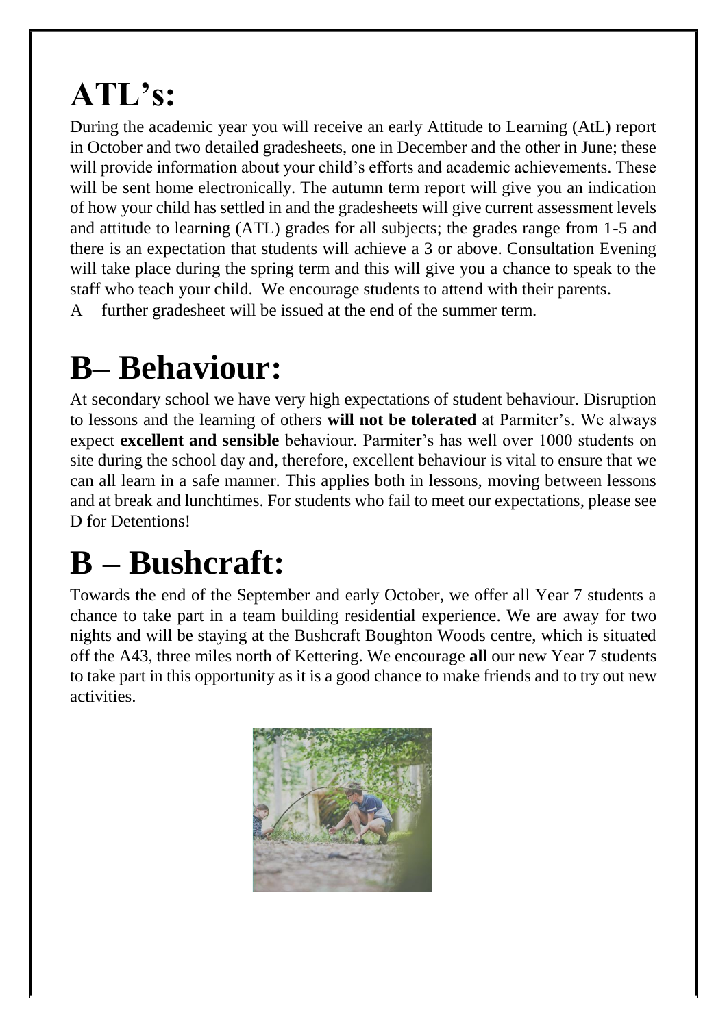# ATL's:

During the academic year you will receive an early Attitude to Learning (AtL) report in October and two detailed gradesheets, one in December and the other in June; these will provide information about your child's efforts and academic achievements. These will be sent home electronically. The autumn term report will give you an indication of how your child has settled in and the gradesheets will give current assessment levels and attitude to learning (ATL) grades for all subjects; the grades range from 1-5 and there is an expectation that students will achieve a 3 or above. Consultation Evening will take place during the spring term and this will give you a chance to speak to the staff who teach your child. We encourage students to attend with their parents.

A further gradesheet will be issued at the end of the summer term.

# B– Behaviour:

At secondary school we have very high expectations of student behaviour. Disruption to lessons and the learning of others **will not be tolerated** at Parmiter's. We always expect **excellent and sensible** behaviour. Parmiter's has well over 1000 students on site during the school day and, therefore, excellent behaviour is vital to ensure that we can all learn in a safe manner. This applies both in lessons, moving between lessons and at break and lunchtimes. For students who fail to meet our expectations, please see D for Detentions!

# B – Bushcraft:

Towards the end of the September and early October, we offer all Year 7 students a chance to take part in a team building residential experience. We are away for two nights and will be staying at the Bushcraft Boughton Woods centre, which is situated off the A43, three miles north of Kettering. We encourage **all** our new Year 7 students to take part in this opportunity as it is a good chance to make friends and to try out new activities.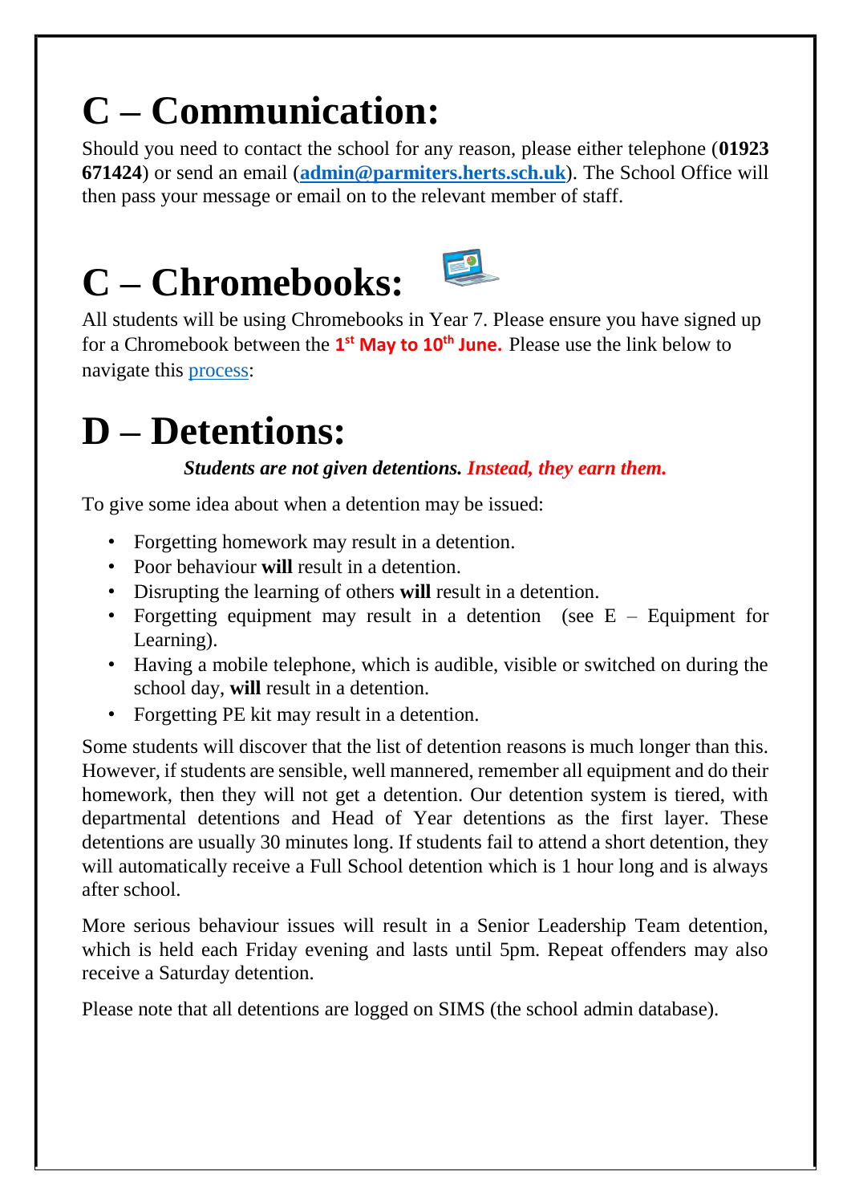# C – Communication:

Should you need to contact the school for any reason, please either telephone (**01923 671424**) or send an email (**admin@parmiters.herts.sch.uk**). The School Office will then pass your message or email on to the relevant member of staff.

# C – Chromebooks:

All students will be using Chromebooks in Year 7. Please ensure you have signed up for a Chromebook between the **1st May to 10th June.** Please use the link below to navigate this process:

# D – Detentions:

***Students are not given detentions. Instead, they earn them.***

To give some idea about when a detention may be issued:

- Forgetting homework may result in a detention.
- Poor behaviour **will** result in a detention.
- Disrupting the learning of others **will** result in a detention.
- Forgetting equipment may result in a detention (see E – Equipment for Learning).
- Having a mobile telephone, which is audible, visible or switched on during the school day, **will** result in a detention.
- Forgetting PE kit may result in a detention.

Some students will discover that the list of detention reasons is much longer than this. However, if students are sensible, well mannered, remember all equipment and do their homework, then they will not get a detention. Our detention system is tiered, with departmental detentions and Head of Year detentions as the first layer. These detentions are usually 30 minutes long. If students fail to attend a short detention, they will automatically receive a Full School detention which is 1 hour long and is always after school.

More serious behaviour issues will result in a Senior Leadership Team detention, which is held each Friday evening and lasts until 5pm. Repeat offenders may also receive a Saturday detention.

Please note that all detentions are logged on SIMS (the school admin database).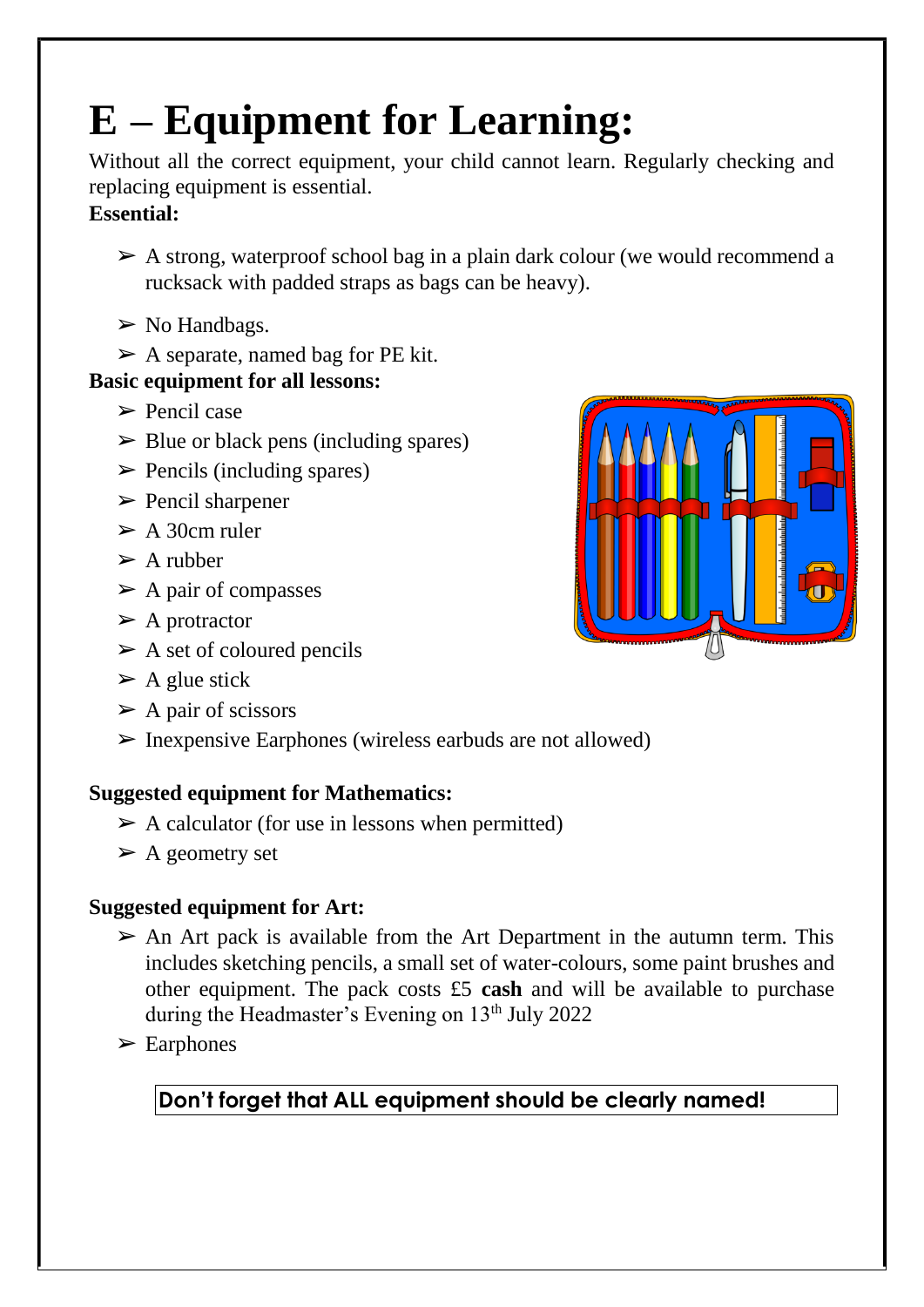# E – Equipment for Learning:

Without all the correct equipment, your child cannot learn. Regularly checking and replacing equipment is essential.

**Essential:**

- A strong, waterproof school bag in a plain dark colour (we would recommend a rucksack with padded straps as bags can be heavy).
- No Handbags.
- A separate, named bag for PE kit.

**Basic equipment for all lessons:**

- Pencil case
- Blue or black pens (including spares)
- Pencils (including spares)
- Pencil sharpener
- A 30cm ruler
- A rubber
- A pair of compasses
- A protractor
- A set of coloured pencils
- A glue stick
- A pair of scissors
- Inexpensive Earphones (wireless earbuds are not allowed)

**Suggested equipment for Mathematics:**

- A calculator (for use in lessons when permitted)
- A geometry set

**Suggested equipment for Art:**

- An Art pack is available from the Art Department in the autumn term. This includes sketching pencils, a small set of water-colours, some paint brushes and other equipment. The pack costs £5 **cash** and will be available to purchase during the Headmaster's Evening on 13th July 2022
- Earphones

**Don't forget that ALL equipment should be clearly named!**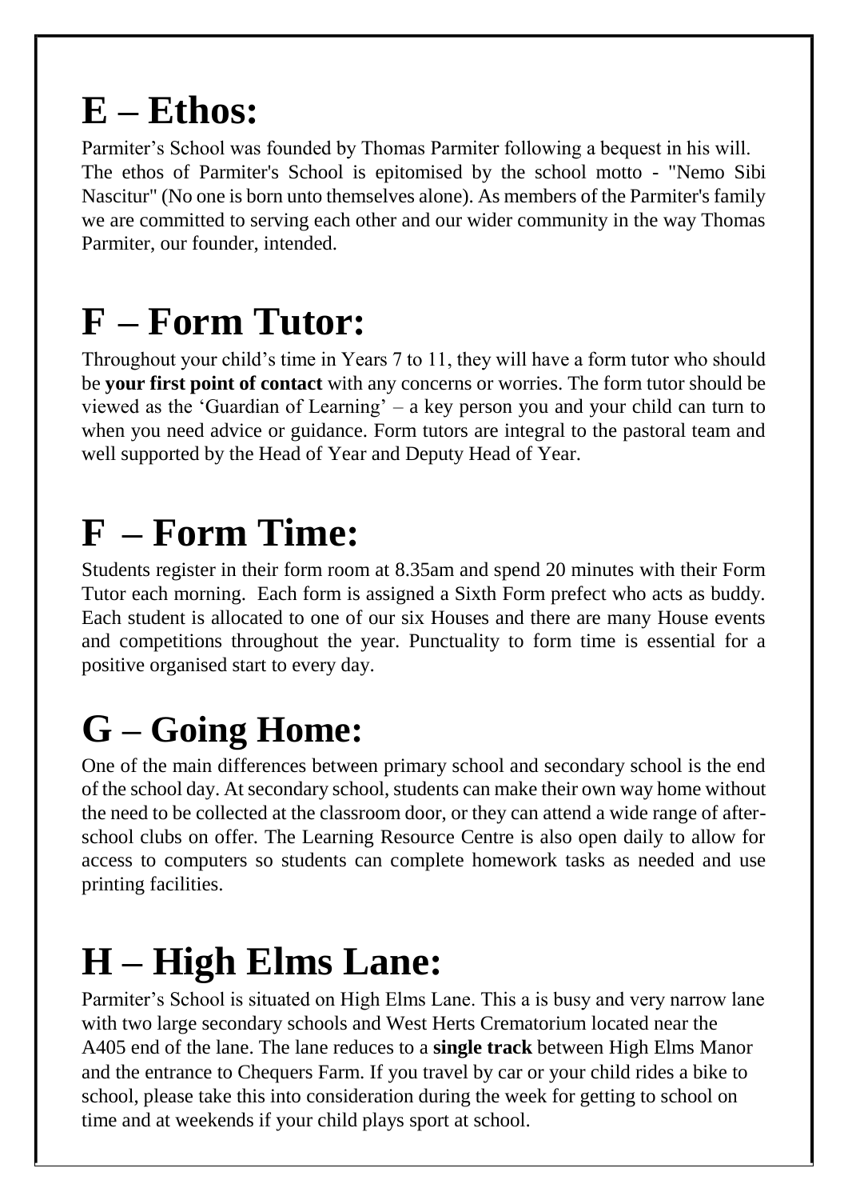# E – Ethos:

Parmiter's School was founded by Thomas Parmiter following a bequest in his will. The ethos of Parmiter's School is epitomised by the school motto - "Nemo Sibi Nascitur" (No one is born unto themselves alone). As members of the Parmiter's family we are committed to serving each other and our wider community in the way Thomas Parmiter, our founder, intended.

# F – Form Tutor:

Throughout your child's time in Years 7 to 11, they will have a form tutor who should be **your first point of contact** with any concerns or worries. The form tutor should be viewed as the 'Guardian of Learning' – a key person you and your child can turn to when you need advice or guidance. Form tutors are integral to the pastoral team and well supported by the Head of Year and Deputy Head of Year.

# F – Form Time:

Students register in their form room at 8.35am and spend 20 minutes with their Form Tutor each morning. Each form is assigned a Sixth Form prefect who acts as buddy. Each student is allocated to one of our six Houses and there are many House events and competitions throughout the year. Punctuality to form time is essential for a positive organised start to every day.

# G – Going Home:

One of the main differences between primary school and secondary school is the end of the school day. At secondary school, students can make their own way home without the need to be collected at the classroom door, or they can attend a wide range of after-school clubs on offer. The Learning Resource Centre is also open daily to allow for access to computers so students can complete homework tasks as needed and use printing facilities.

# H – High Elms Lane:

Parmiter's School is situated on High Elms Lane. This a is busy and very narrow lane with two large secondary schools and West Herts Crematorium located near the A405 end of the lane. The lane reduces to a **single track** between High Elms Manor and the entrance to Chequers Farm. If you travel by car or your child rides a bike to school, please take this into consideration during the week for getting to school on time and at weekends if your child plays sport at school.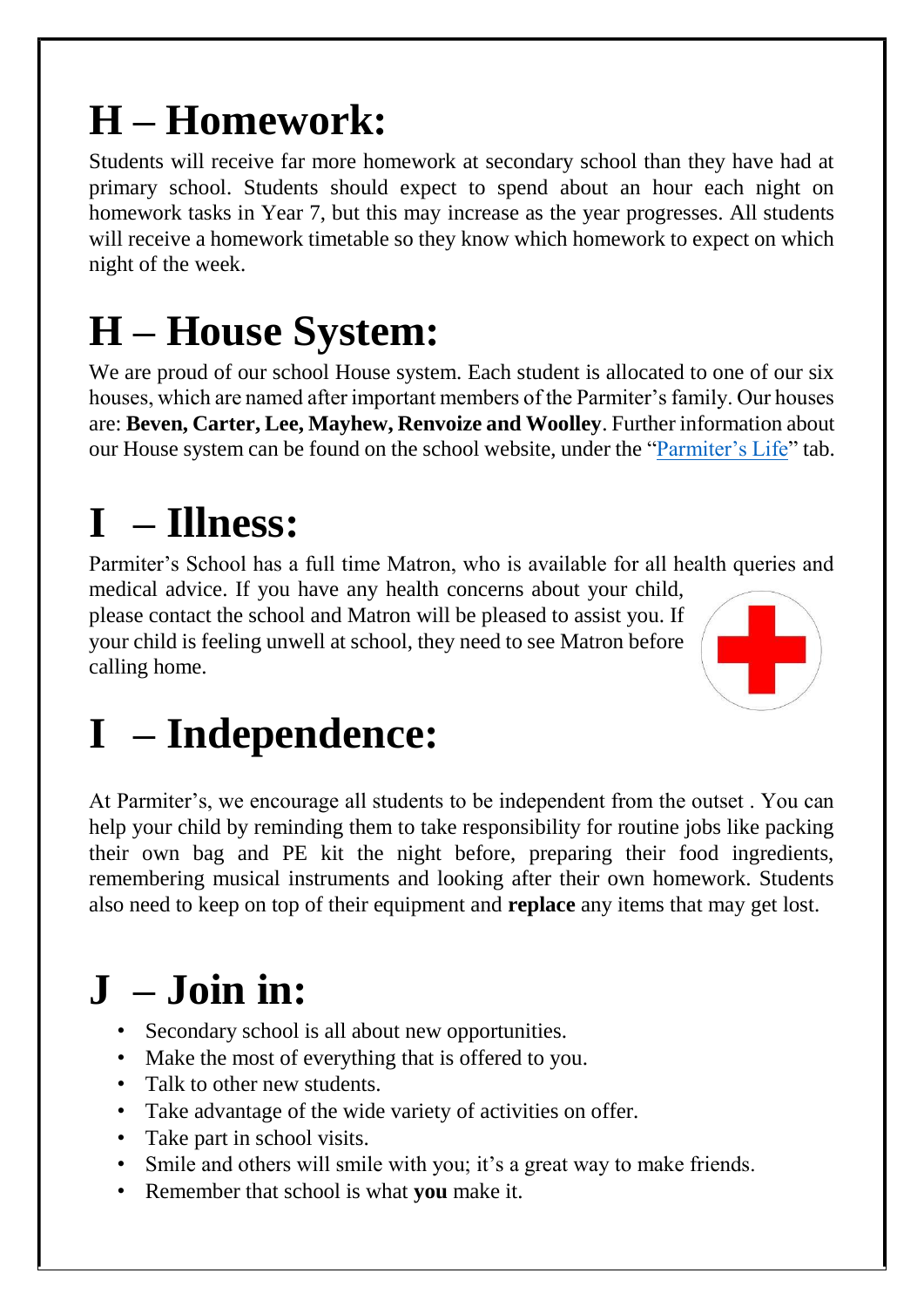# H – Homework:

Students will receive far more homework at secondary school than they have had at primary school. Students should expect to spend about an hour each night on homework tasks in Year 7, but this may increase as the year progresses. All students will receive a homework timetable so they know which homework to expect on which night of the week.

# H – House System:

We are proud of our school House system. Each student is allocated to one of our six houses, which are named after important members of the Parmiter's family. Our houses are: **Beven, Carter, Lee, Mayhew, Renvoize and Woolley**. Further information about our House system can be found on the school website, under the "Parmiter's Life" tab.

# I – Illness:

Parmiter's School has a full time Matron, who is available for all health queries and medical advice. If you have any health concerns about your child, please contact the school and Matron will be pleased to assist you. If your child is feeling unwell at school, they need to see Matron before calling home.

# I – Independence:

At Parmiter's, we encourage all students to be independent from the outset . You can help your child by reminding them to take responsibility for routine jobs like packing their own bag and PE kit the night before, preparing their food ingredients, remembering musical instruments and looking after their own homework. Students also need to keep on top of their equipment and **replace** any items that may get lost.

# J – Join in:

- Secondary school is all about new opportunities.
- Make the most of everything that is offered to you.
- Talk to other new students.
- Take advantage of the wide variety of activities on offer.
- Take part in school visits.
- Smile and others will smile with you; it's a great way to make friends.
- Remember that school is what **you** make it.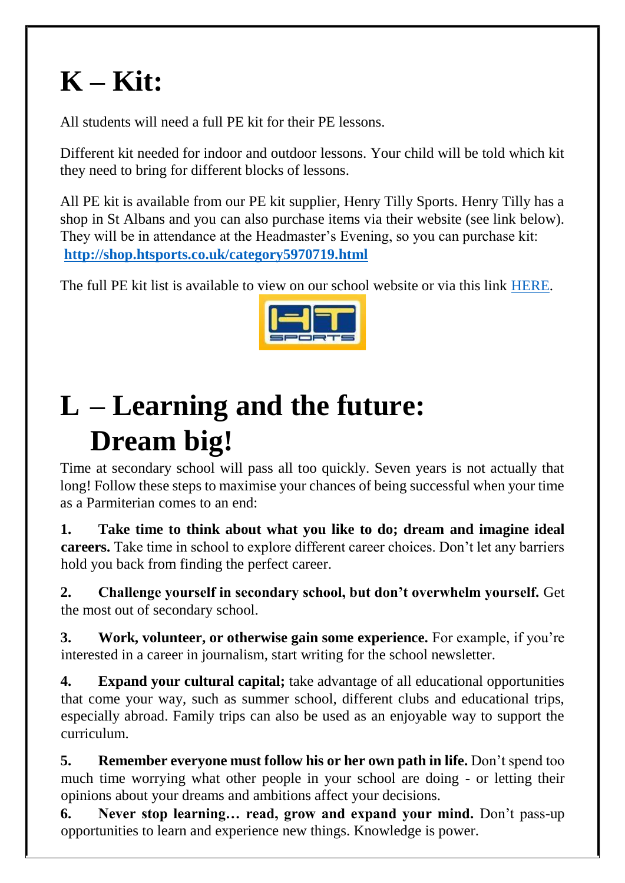# K – Kit:

All students will need a full PE kit for their PE lessons.

Different kit needed for indoor and outdoor lessons. Your child will be told which kit they need to bring for different blocks of lessons.

All PE kit is available from our PE kit supplier, Henry Tilly Sports. Henry Tilly has a shop in St Albans and you can also purchase items via their website (see link below). They will be in attendance at the Headmaster's Evening, so you can purchase kit: **http://shop.htsports.co.uk/category5970719.html**

The full PE kit list is available to view on our school website or via this link HERE.

# L – Learning and the future: Dream big!

Time at secondary school will pass all too quickly. Seven years is not actually that long! Follow these steps to maximise your chances of being successful when your time as a Parmiterian comes to an end:

1. **Take time to think about what you like to do; dream and imagine ideal careers.** Take time in school to explore different career choices. Don't let any barriers hold you back from finding the perfect career.

2. **Challenge yourself in secondary school, but don't overwhelm yourself.** Get the most out of secondary school.

3. **Work, volunteer, or otherwise gain some experience.** For example, if you're interested in a career in journalism, start writing for the school newsletter.

4. **Expand your cultural capital;** take advantage of all educational opportunities that come your way, such as summer school, different clubs and educational trips, especially abroad. Family trips can also be used as an enjoyable way to support the curriculum.

5. **Remember everyone must follow his or her own path in life.** Don't spend too much time worrying what other people in your school are doing - or letting their opinions about your dreams and ambitions affect your decisions.

6. **Never stop learning… read, grow and expand your mind.** Don't pass-up opportunities to learn and experience new things. Knowledge is power.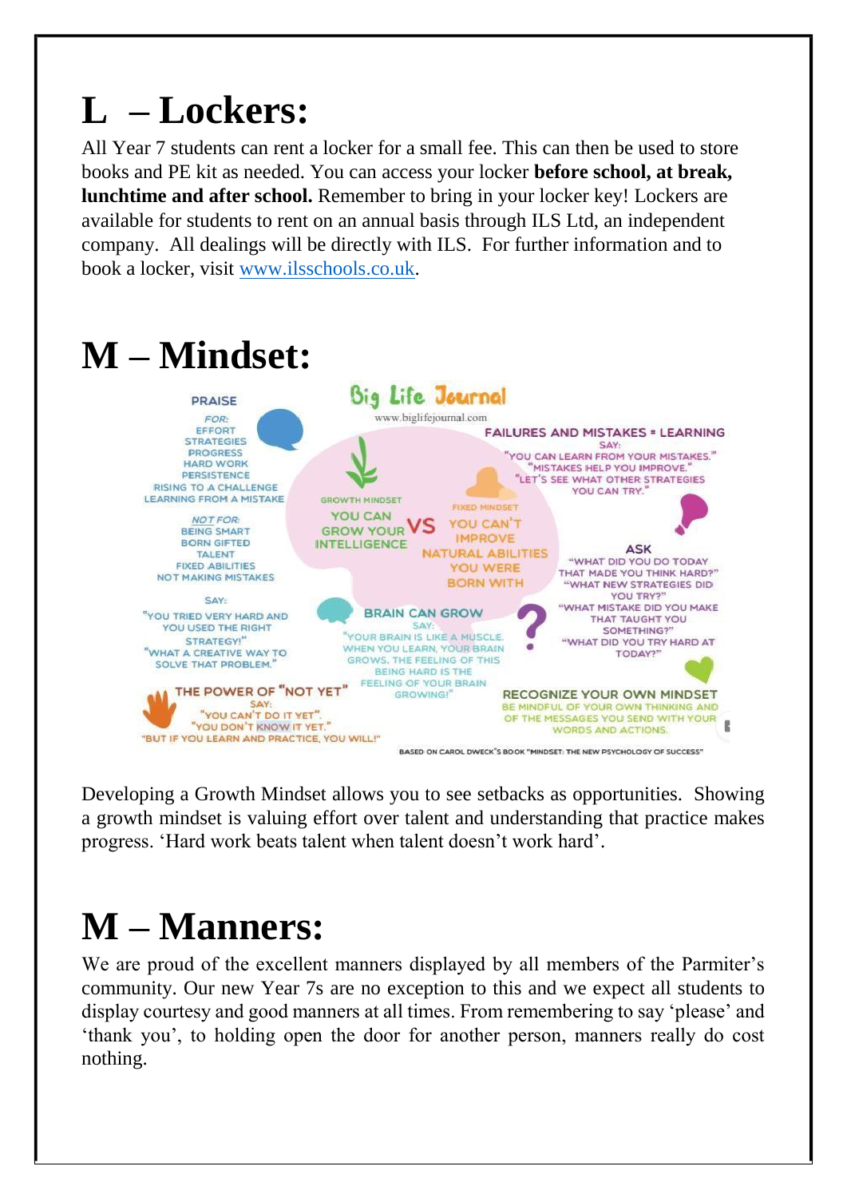# L – Lockers:

All Year 7 students can rent a locker for a small fee. This can then be used to store books and PE kit as needed. You can access your locker **before school, at break, lunchtime and after school.** Remember to bring in your locker key! Lockers are available for students to rent on an annual basis through ILS Ltd, an independent company. All dealings will be directly with ILS. For further information and to book a locker, visit www.ilsschools.co.uk.

# M – Mindset:

Big Life Journal
www.biglifejournal.com

**PRAISE**

*FOR:*
EFFORT
STRATEGIES
PROGRESS
HARD WORK
PERSISTENCE
RISING TO A CHALLENGE
LEARNING FROM A MISTAKE

*NOT FOR:*
BEING SMART
BORN GIFTED
TALENT
FIXED ABILITIES
NOT MAKING MISTAKES

SAY:
"YOU TRIED VERY HARD AND YOU USED THE RIGHT STRATEGY!"
"WHAT A CREATIVE WAY TO SOLVE THAT PROBLEM."

**GROWTH MINDSET**
YOU CAN GROW YOUR INTELLIGENCE

**VS**

**FIXED MINDSET**
YOU CAN'T IMPROVE NATURAL ABILITIES YOU WERE BORN WITH

**FAILURES AND MISTAKES = LEARNING**
SAY:
"YOU CAN LEARN FROM YOUR MISTAKES."
"MISTAKES HELP YOU IMPROVE."
"LET'S SEE WHAT OTHER STRATEGIES YOU CAN TRY."

**ASK**
"WHAT DID YOU DO TODAY THAT MADE YOU THINK HARD?"
"WHAT NEW STRATEGIES DID YOU TRY?"
"WHAT MISTAKE DID YOU MAKE THAT TAUGHT YOU SOMETHING?"
"WHAT DID YOU TRY HARD AT TODAY?"

**BRAIN CAN GROW**
SAY:
"YOUR BRAIN IS LIKE A MUSCLE. WHEN YOU LEARN, YOUR BRAIN GROWS. THE FEELING OF THIS BEING HARD IS THE FEELING OF YOUR BRAIN GROWING!"

**THE POWER OF "NOT YET"**
SAY:
"YOU CAN'T DO IT YET".
"YOU DON'T KNOW IT YET."
"BUT IF YOU LEARN AND PRACTICE, YOU WILL!"

**RECOGNIZE YOUR OWN MINDSET**
BE MINDFUL OF YOUR OWN THINKING AND OF THE MESSAGES YOU SEND WITH YOUR WORDS AND ACTIONS.

BASED ON CAROL DWECK'S BOOK "MINDSET: THE NEW PSYCHOLOGY OF SUCCESS"

Developing a Growth Mindset allows you to see setbacks as opportunities. Showing a growth mindset is valuing effort over talent and understanding that practice makes progress. 'Hard work beats talent when talent doesn't work hard'.

# M – Manners:

We are proud of the excellent manners displayed by all members of the Parmiter's community. Our new Year 7s are no exception to this and we expect all students to display courtesy and good manners at all times. From remembering to say 'please' and 'thank you', to holding open the door for another person, manners really do cost nothing.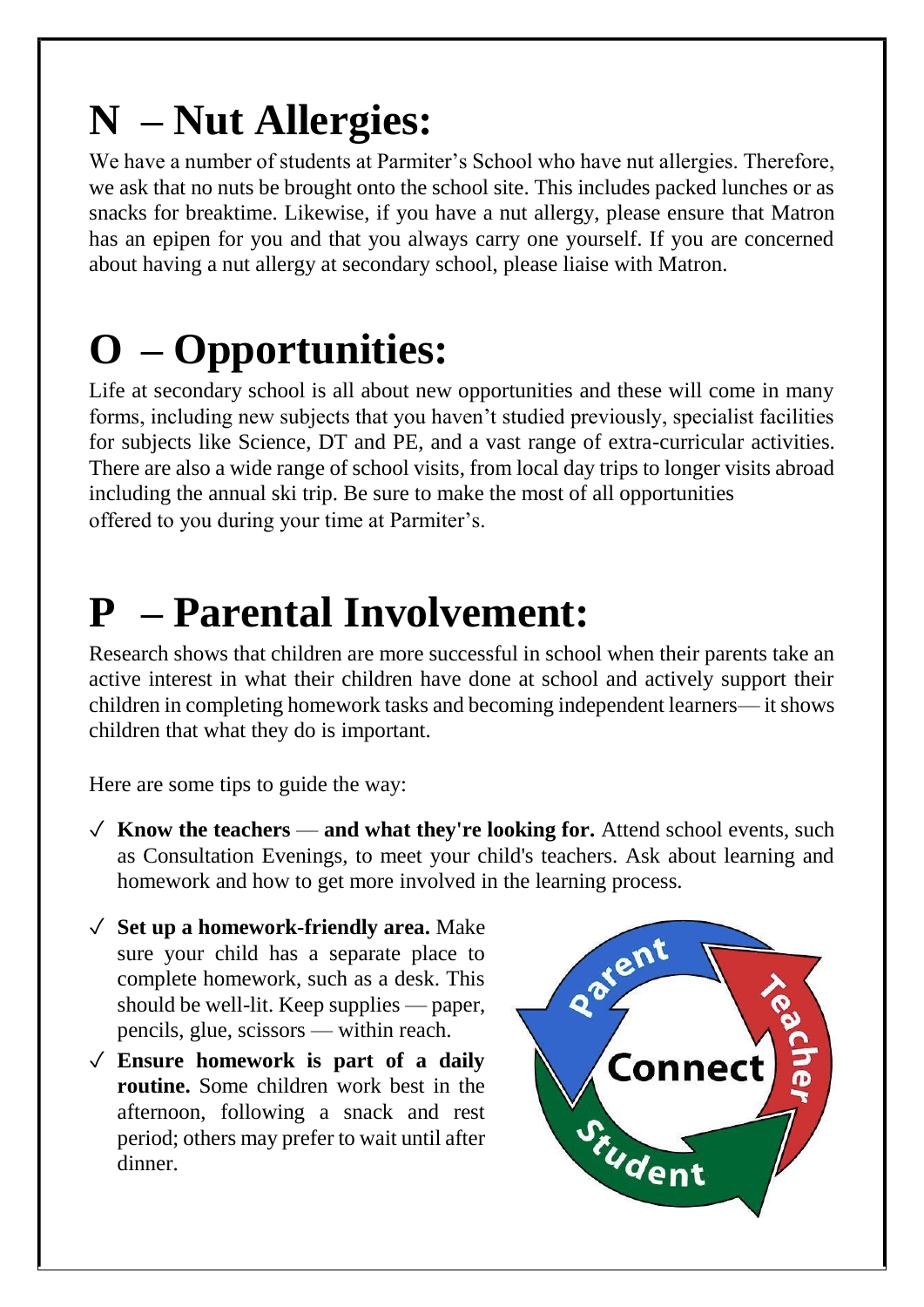# N – Nut Allergies:

We have a number of students at Parmiter's School who have nut allergies. Therefore, we ask that no nuts be brought onto the school site. This includes packed lunches or as snacks for breaktime. Likewise, if you have a nut allergy, please ensure that Matron has an epipen for you and that you always carry one yourself. If you are concerned about having a nut allergy at secondary school, please liaise with Matron.

# O – Opportunities:

Life at secondary school is all about new opportunities and these will come in many forms, including new subjects that you haven't studied previously, specialist facilities for subjects like Science, DT and PE, and a vast range of extra-curricular activities. There are also a wide range of school visits, from local day trips to longer visits abroad including the annual ski trip. Be sure to make the most of all opportunities offered to you during your time at Parmiter's.

# P – Parental Involvement:

Research shows that children are more successful in school when their parents take an active interest in what their children have done at school and actively support their children in completing homework tasks and becoming independent learners— it shows children that what they do is important.

Here are some tips to guide the way:

- ✓ **Know the teachers** — **and what they're looking for.** Attend school events, such as Consultation Evenings, to meet your child's teachers. Ask about learning and homework and how to get more involved in the learning process.
- ✓ **Set up a homework-friendly area.** Make sure your child has a separate place to complete homework, such as a desk. This should be well-lit. Keep supplies — paper, pencils, glue, scissors — within reach.
- ✓ **Ensure homework is part of a daily routine.** Some children work best in the afternoon, following a snack and rest period; others may prefer to wait until after dinner.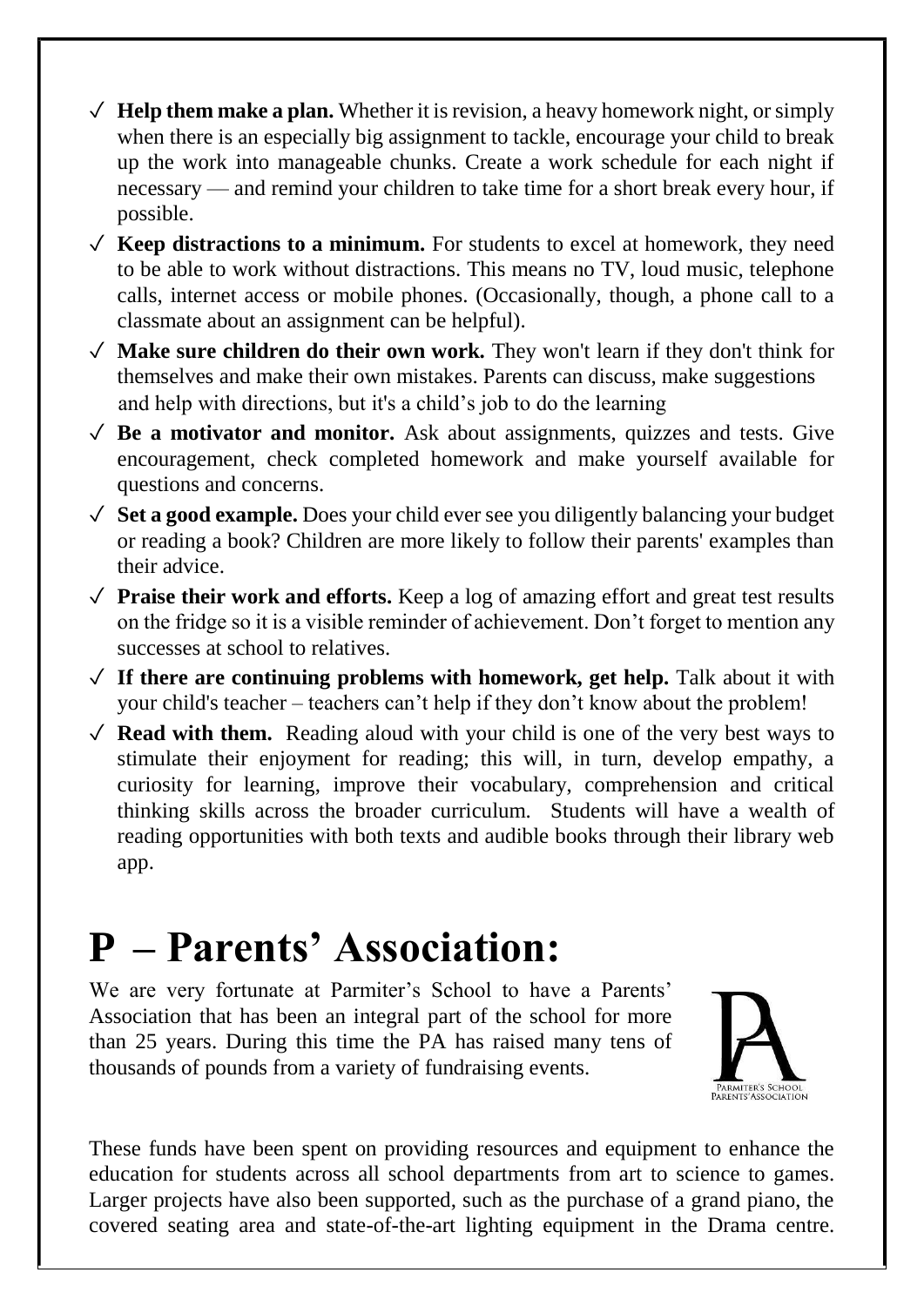- **Help them make a plan.** Whether it is revision, a heavy homework night, or simply when there is an especially big assignment to tackle, encourage your child to break up the work into manageable chunks. Create a work schedule for each night if necessary — and remind your children to take time for a short break every hour, if possible.
- **Keep distractions to a minimum.** For students to excel at homework, they need to be able to work without distractions. This means no TV, loud music, telephone calls, internet access or mobile phones. (Occasionally, though, a phone call to a classmate about an assignment can be helpful).
- **Make sure children do their own work.** They won't learn if they don't think for themselves and make their own mistakes. Parents can discuss, make suggestions and help with directions, but it's a child's job to do the learning
- **Be a motivator and monitor.** Ask about assignments, quizzes and tests. Give encouragement, check completed homework and make yourself available for questions and concerns.
- **Set a good example.** Does your child ever see you diligently balancing your budget or reading a book? Children are more likely to follow their parents' examples than their advice.
- **Praise their work and efforts.** Keep a log of amazing effort and great test results on the fridge so it is a visible reminder of achievement. Don't forget to mention any successes at school to relatives.
- **If there are continuing problems with homework, get help.** Talk about it with your child's teacher – teachers can't help if they don't know about the problem!
- **Read with them.** Reading aloud with your child is one of the very best ways to stimulate their enjoyment for reading; this will, in turn, develop empathy, a curiosity for learning, improve their vocabulary, comprehension and critical thinking skills across the broader curriculum. Students will have a wealth of reading opportunities with both texts and audible books through their library web app.

# P – Parents' Association:

We are very fortunate at Parmiter's School to have a Parents' Association that has been an integral part of the school for more than 25 years. During this time the PA has raised many tens of thousands of pounds from a variety of fundraising events.

PARMITER'S SCHOOL PARENTS' ASSOCIATION

These funds have been spent on providing resources and equipment to enhance the education for students across all school departments from art to science to games. Larger projects have also been supported, such as the purchase of a grand piano, the covered seating area and state-of-the-art lighting equipment in the Drama centre.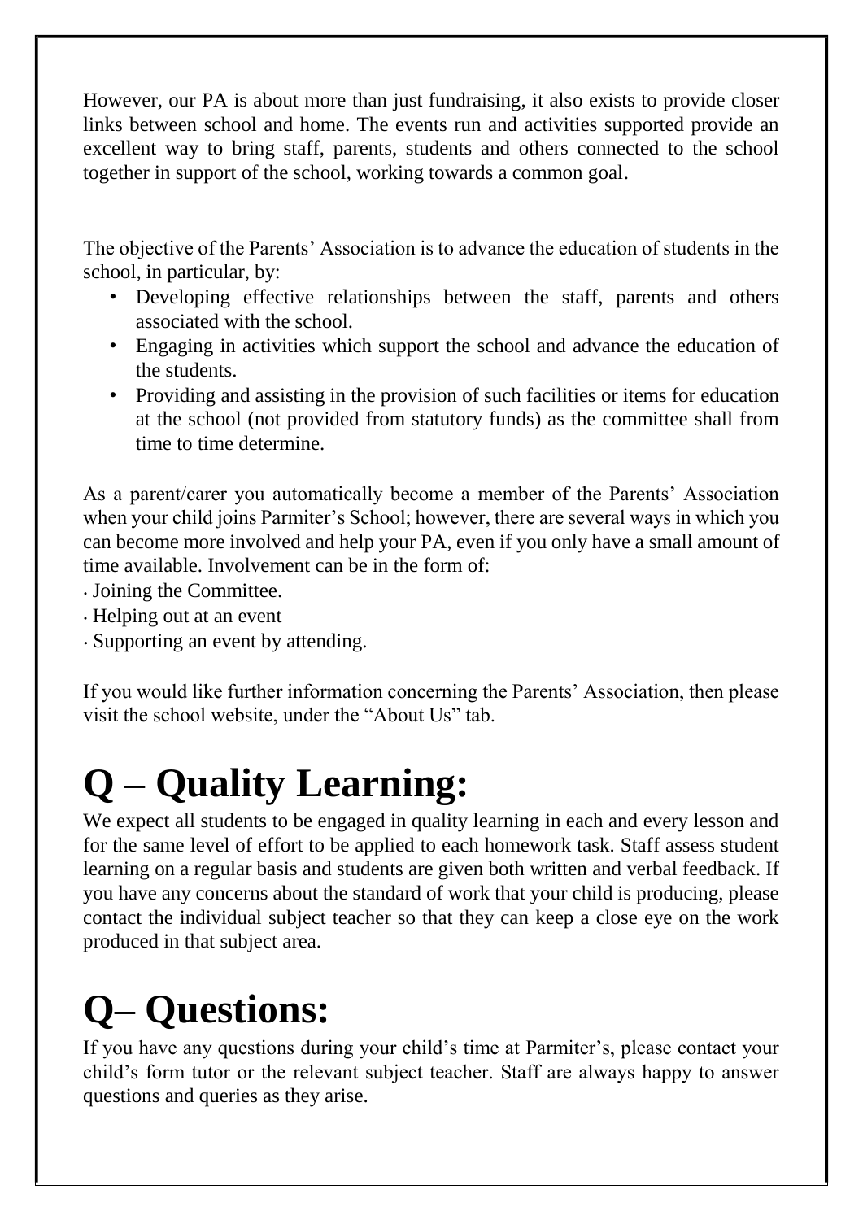However, our PA is about more than just fundraising, it also exists to provide closer links between school and home. The events run and activities supported provide an excellent way to bring staff, parents, students and others connected to the school together in support of the school, working towards a common goal.

The objective of the Parents' Association is to advance the education of students in the school, in particular, by:

- Developing effective relationships between the staff, parents and others associated with the school.
- Engaging in activities which support the school and advance the education of the students.
- Providing and assisting in the provision of such facilities or items for education at the school (not provided from statutory funds) as the committee shall from time to time determine.

As a parent/carer you automatically become a member of the Parents' Association when your child joins Parmiter's School; however, there are several ways in which you can become more involved and help your PA, even if you only have a small amount of time available. Involvement can be in the form of:

- Joining the Committee.
- Helping out at an event
- Supporting an event by attending.

If you would like further information concerning the Parents' Association, then please visit the school website, under the "About Us" tab.

# Q – Quality Learning:

We expect all students to be engaged in quality learning in each and every lesson and for the same level of effort to be applied to each homework task. Staff assess student learning on a regular basis and students are given both written and verbal feedback. If you have any concerns about the standard of work that your child is producing, please contact the individual subject teacher so that they can keep a close eye on the work produced in that subject area.

# Q– Questions:

If you have any questions during your child's time at Parmiter's, please contact your child's form tutor or the relevant subject teacher. Staff are always happy to answer questions and queries as they arise.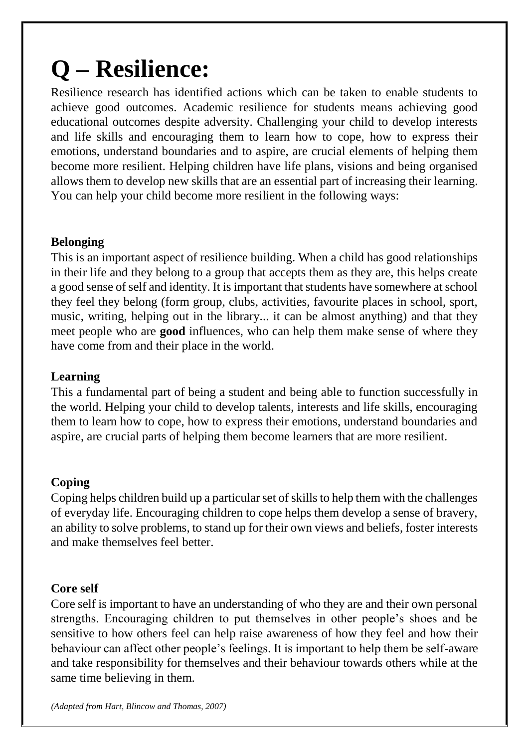# Q – Resilience:

Resilience research has identified actions which can be taken to enable students to achieve good outcomes. Academic resilience for students means achieving good educational outcomes despite adversity. Challenging your child to develop interests and life skills and encouraging them to learn how to cope, how to express their emotions, understand boundaries and to aspire, are crucial elements of helping them become more resilient. Helping children have life plans, visions and being organised allows them to develop new skills that are an essential part of increasing their learning. You can help your child become more resilient in the following ways:

**Belonging**

This is an important aspect of resilience building. When a child has good relationships in their life and they belong to a group that accepts them as they are, this helps create a good sense of self and identity. It is important that students have somewhere at school they feel they belong (form group, clubs, activities, favourite places in school, sport, music, writing, helping out in the library... it can be almost anything) and that they meet people who are **good** influences, who can help them make sense of where they have come from and their place in the world.

**Learning**

This a fundamental part of being a student and being able to function successfully in the world. Helping your child to develop talents, interests and life skills, encouraging them to learn how to cope, how to express their emotions, understand boundaries and aspire, are crucial parts of helping them become learners that are more resilient.

**Coping**

Coping helps children build up a particular set of skills to help them with the challenges of everyday life. Encouraging children to cope helps them develop a sense of bravery, an ability to solve problems, to stand up for their own views and beliefs, foster interests and make themselves feel better.

**Core self**

Core self is important to have an understanding of who they are and their own personal strengths. Encouraging children to put themselves in other people's shoes and be sensitive to how others feel can help raise awareness of how they feel and how their behaviour can affect other people's feelings. It is important to help them be self-aware and take responsibility for themselves and their behaviour towards others while at the same time believing in them.

*(Adapted from Hart, Blincow and Thomas, 2007)*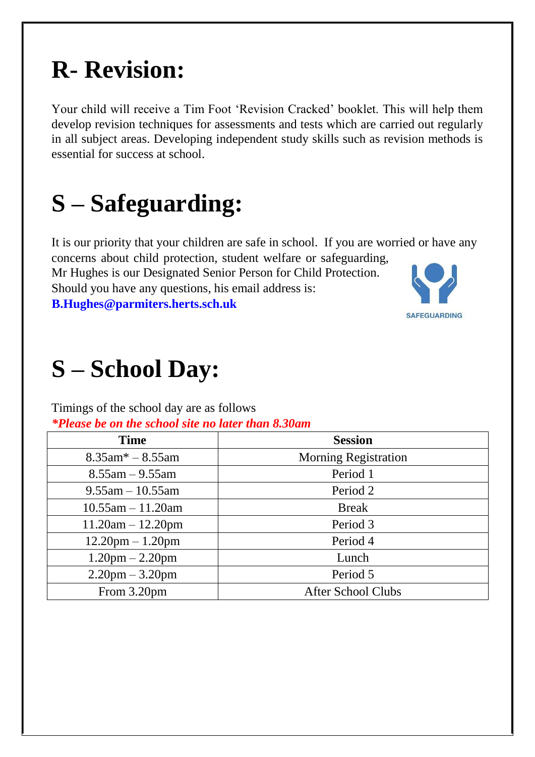# R- Revision:

Your child will receive a Tim Foot 'Revision Cracked' booklet. This will help them develop revision techniques for assessments and tests which are carried out regularly in all subject areas. Developing independent study skills such as revision methods is essential for success at school.

# S – Safeguarding:

It is our priority that your children are safe in school. If you are worried or have any concerns about child protection, student welfare or safeguarding, Mr Hughes is our Designated Senior Person for Child Protection. Should you have any questions, his email address is: **B.Hughes@parmiters.herts.sch.uk**

SAFEGUARDING

# S – School Day:

Timings of the school day are as follows
***Please be on the school site no later than 8.30am***

| Time | Session |
|---|---|
| 8.35am* – 8.55am | Morning Registration |
| 8.55am – 9.55am | Period 1 |
| 9.55am – 10.55am | Period 2 |
| 10.55am – 11.20am | Break |
| 11.20am – 12.20pm | Period 3 |
| 12.20pm – 1.20pm | Period 4 |
| 1.20pm – 2.20pm | Lunch |
| 2.20pm – 3.20pm | Period 5 |
| From 3.20pm | After School Clubs |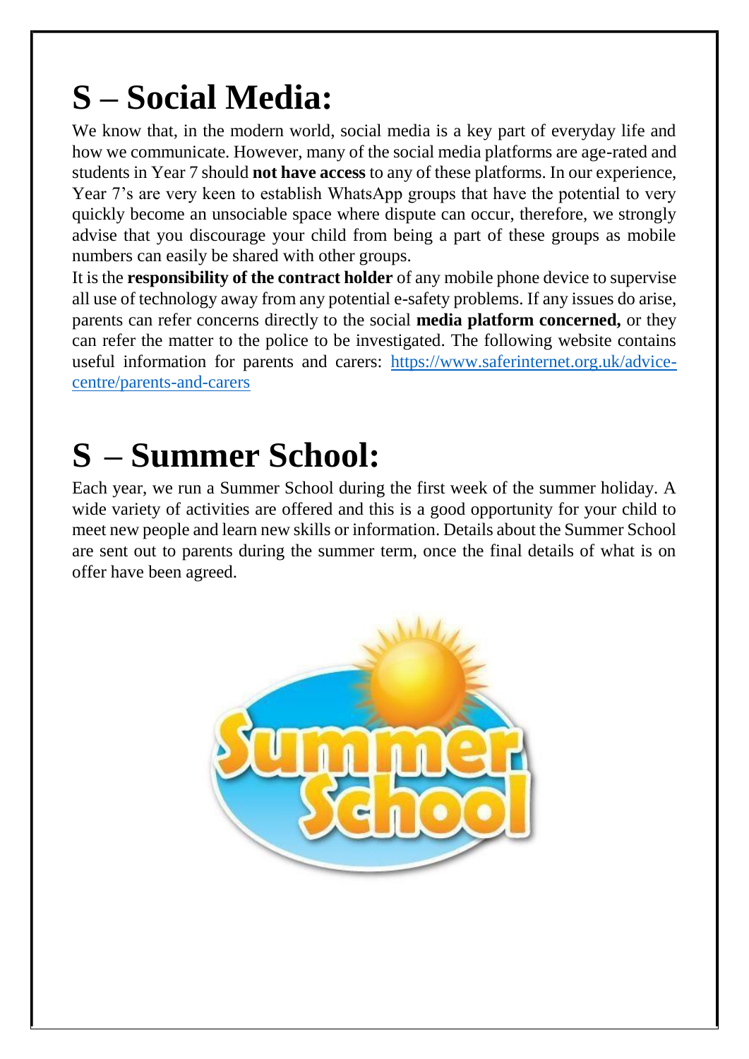# S – Social Media:

We know that, in the modern world, social media is a key part of everyday life and how we communicate. However, many of the social media platforms are age-rated and students in Year 7 should **not have access** to any of these platforms. In our experience, Year 7's are very keen to establish WhatsApp groups that have the potential to very quickly become an unsociable space where dispute can occur, therefore, we strongly advise that you discourage your child from being a part of these groups as mobile numbers can easily be shared with other groups.

It is the **responsibility of the contract holder** of any mobile phone device to supervise all use of technology away from any potential e-safety problems. If any issues do arise, parents can refer concerns directly to the social **media platform concerned,** or they can refer the matter to the police to be investigated. The following website contains useful information for parents and carers: [https://www.saferinternet.org.uk/advice-centre/parents-and-carers](https://www.saferinternet.org.uk/advice-centre/parents-and-carers)

# S – Summer School:

Each year, we run a Summer School during the first week of the summer holiday. A wide variety of activities are offered and this is a good opportunity for your child to meet new people and learn new skills or information. Details about the Summer School are sent out to parents during the summer term, once the final details of what is on offer have been agreed.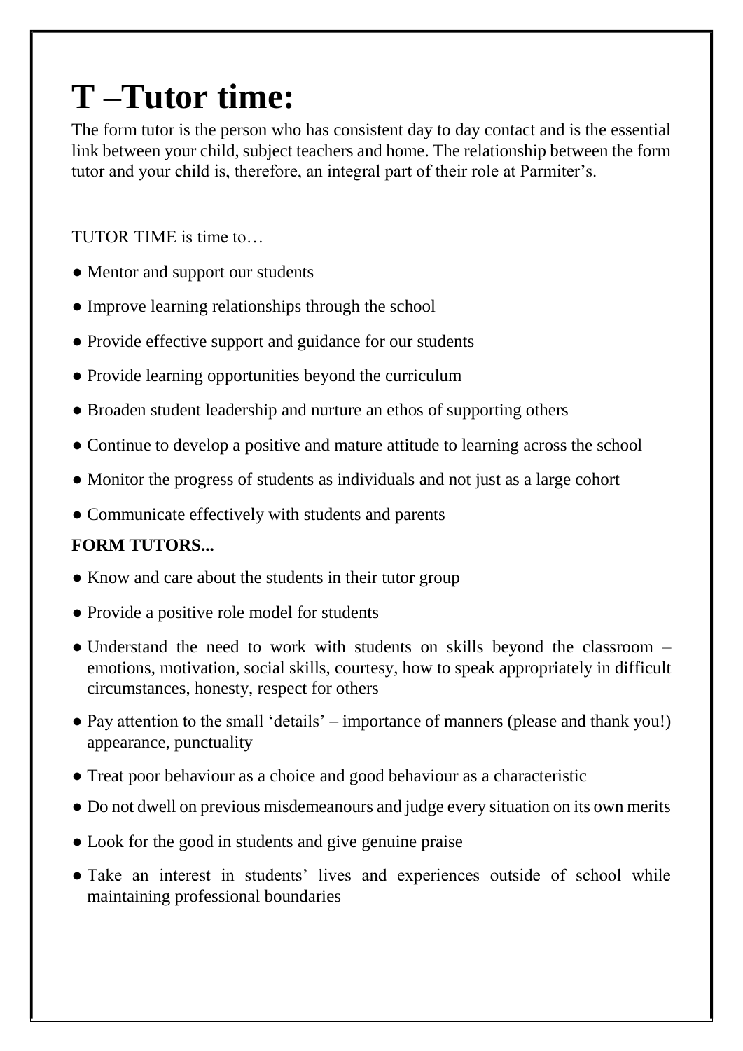# T –Tutor time:

The form tutor is the person who has consistent day to day contact and is the essential link between your child, subject teachers and home. The relationship between the form tutor and your child is, therefore, an integral part of their role at Parmiter's.

TUTOR TIME is time to…

- Mentor and support our students
- Improve learning relationships through the school
- Provide effective support and guidance for our students
- Provide learning opportunities beyond the curriculum
- Broaden student leadership and nurture an ethos of supporting others
- Continue to develop a positive and mature attitude to learning across the school
- Monitor the progress of students as individuals and not just as a large cohort
- Communicate effectively with students and parents

**FORM TUTORS...**

- Know and care about the students in their tutor group
- Provide a positive role model for students
- Understand the need to work with students on skills beyond the classroom – emotions, motivation, social skills, courtesy, how to speak appropriately in difficult circumstances, honesty, respect for others
- Pay attention to the small 'details' – importance of manners (please and thank you!) appearance, punctuality
- Treat poor behaviour as a choice and good behaviour as a characteristic
- Do not dwell on previous misdemeanours and judge every situation on its own merits
- Look for the good in students and give genuine praise
- Take an interest in students' lives and experiences outside of school while maintaining professional boundaries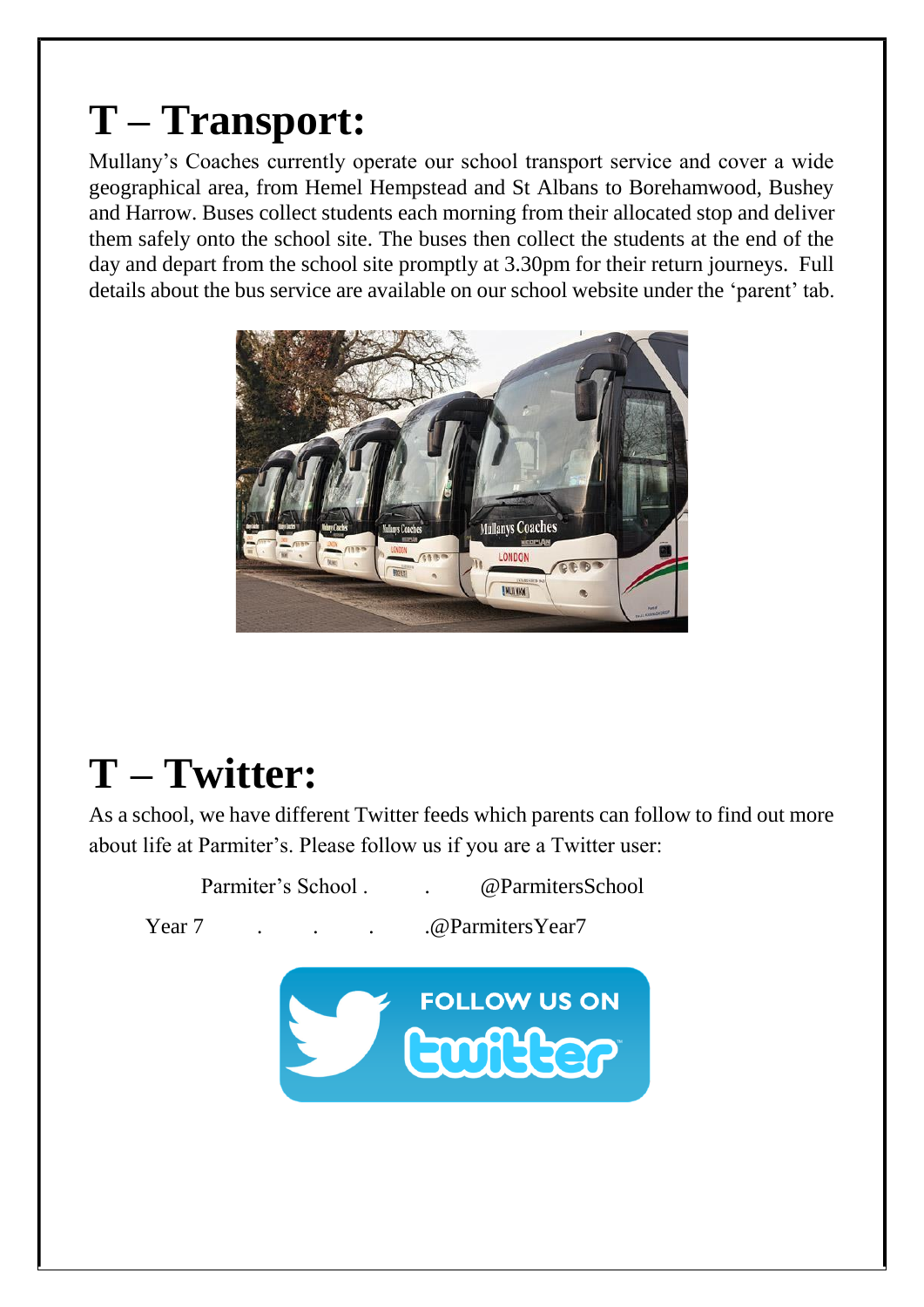# T – Transport:

Mullany's Coaches currently operate our school transport service and cover a wide geographical area, from Hemel Hempstead and St Albans to Borehamwood, Bushey and Harrow. Buses collect students each morning from their allocated stop and deliver them safely onto the school site. The buses then collect the students at the end of the day and depart from the school site promptly at 3.30pm for their return journeys. Full details about the bus service are available on our school website under the 'parent' tab.

# T – Twitter:

As a school, we have different Twitter feeds which parents can follow to find out more about life at Parmiter's. Please follow us if you are a Twitter user:

Parmiter's School . . @ParmitersSchool

Year 7 . . . .@ParmitersYear7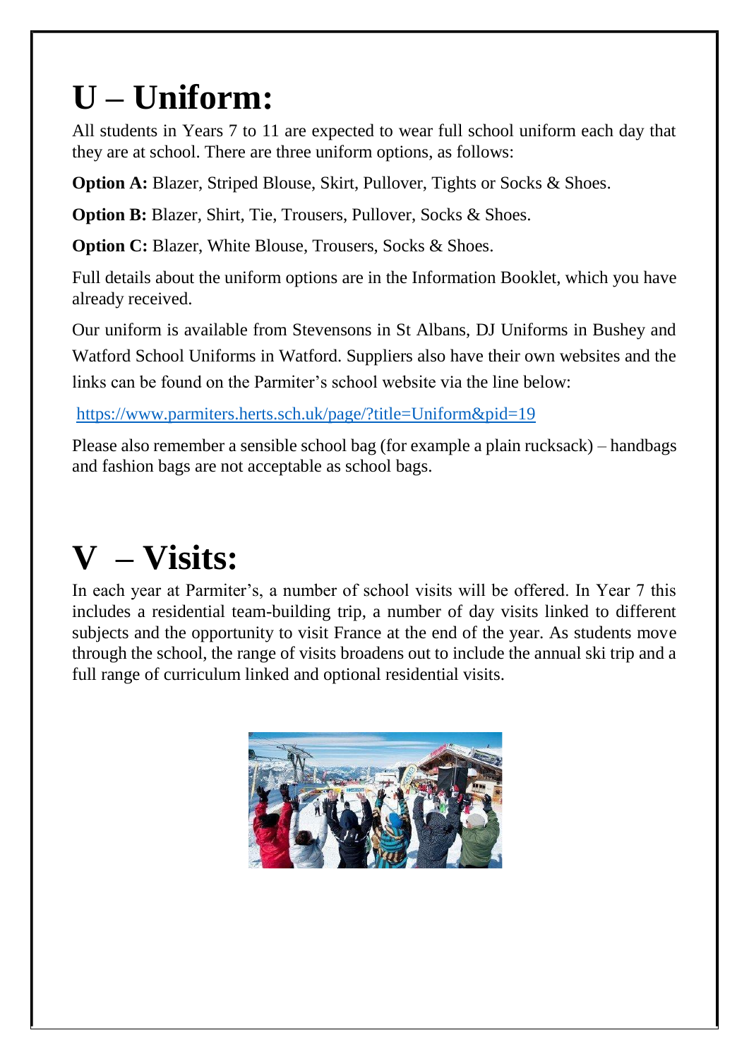# U – Uniform:

All students in Years 7 to 11 are expected to wear full school uniform each day that they are at school. There are three uniform options, as follows:

**Option A:** Blazer, Striped Blouse, Skirt, Pullover, Tights or Socks & Shoes.

**Option B:** Blazer, Shirt, Tie, Trousers, Pullover, Socks & Shoes.

**Option C:** Blazer, White Blouse, Trousers, Socks & Shoes.

Full details about the uniform options are in the Information Booklet, which you have already received.

Our uniform is available from Stevensons in St Albans, DJ Uniforms in Bushey and Watford School Uniforms in Watford. Suppliers also have their own websites and the links can be found on the Parmiter's school website via the line below:

https://www.parmiters.herts.sch.uk/page/?title=Uniform&pid=19

Please also remember a sensible school bag (for example a plain rucksack) – handbags and fashion bags are not acceptable as school bags.

# V – Visits:

In each year at Parmiter's, a number of school visits will be offered. In Year 7 this includes a residential team-building trip, a number of day visits linked to different subjects and the opportunity to visit France at the end of the year. As students move through the school, the range of visits broadens out to include the annual ski trip and a full range of curriculum linked and optional residential visits.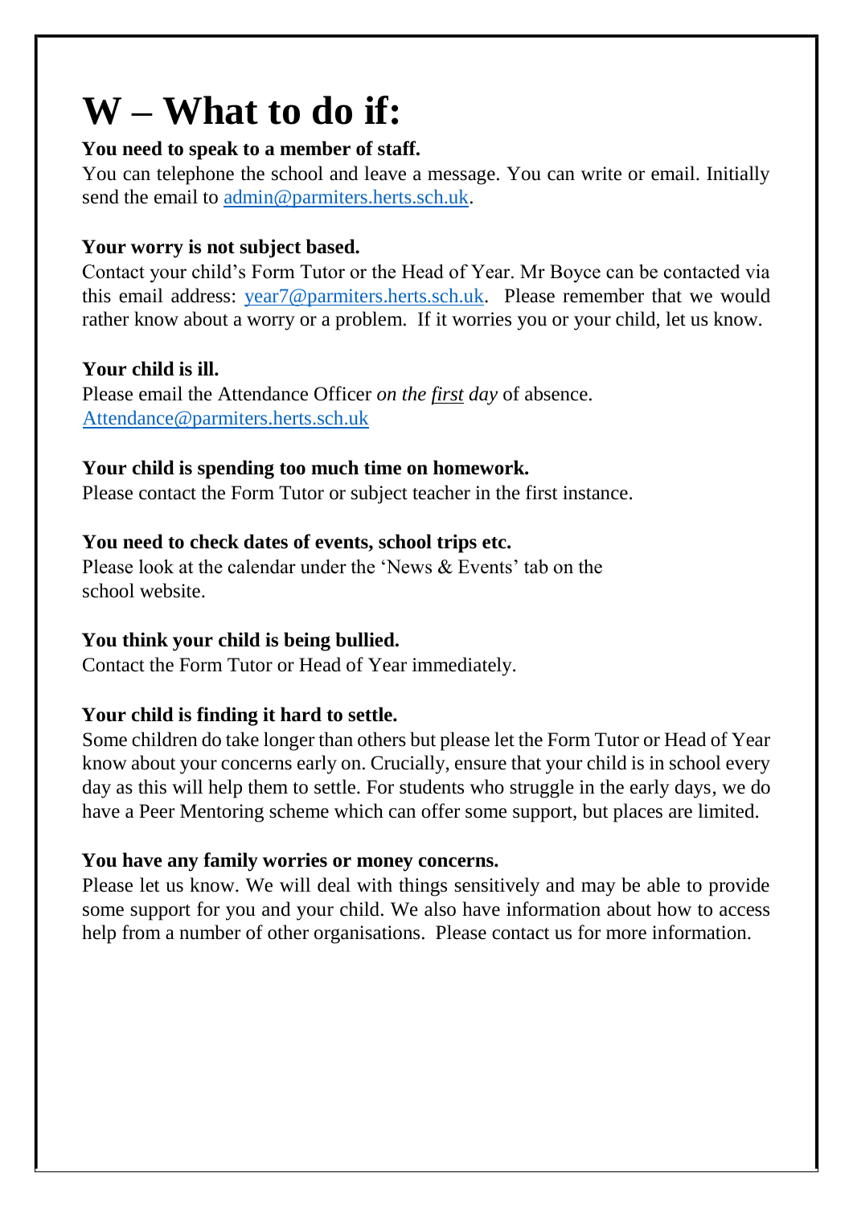# W – What to do if:

**You need to speak to a member of staff.**

You can telephone the school and leave a message. You can write or email. Initially send the email to admin@parmiters.herts.sch.uk.

**Your worry is not subject based.**

Contact your child's Form Tutor or the Head of Year. Mr Boyce can be contacted via this email address: year7@parmiters.herts.sch.uk. Please remember that we would rather know about a worry or a problem. If it worries you or your child, let us know.

**Your child is ill.**

Please email the Attendance Officer *on the first day* of absence.
Attendance@parmiters.herts.sch.uk

**Your child is spending too much time on homework.**

Please contact the Form Tutor or subject teacher in the first instance.

**You need to check dates of events, school trips etc.**

Please look at the calendar under the 'News & Events' tab on the school website.

**You think your child is being bullied.**

Contact the Form Tutor or Head of Year immediately.

**Your child is finding it hard to settle.**

Some children do take longer than others but please let the Form Tutor or Head of Year know about your concerns early on. Crucially, ensure that your child is in school every day as this will help them to settle. For students who struggle in the early days, we do have a Peer Mentoring scheme which can offer some support, but places are limited.

**You have any family worries or money concerns.**

Please let us know. We will deal with things sensitively and may be able to provide some support for you and your child. We also have information about how to access help from a number of other organisations. Please contact us for more information.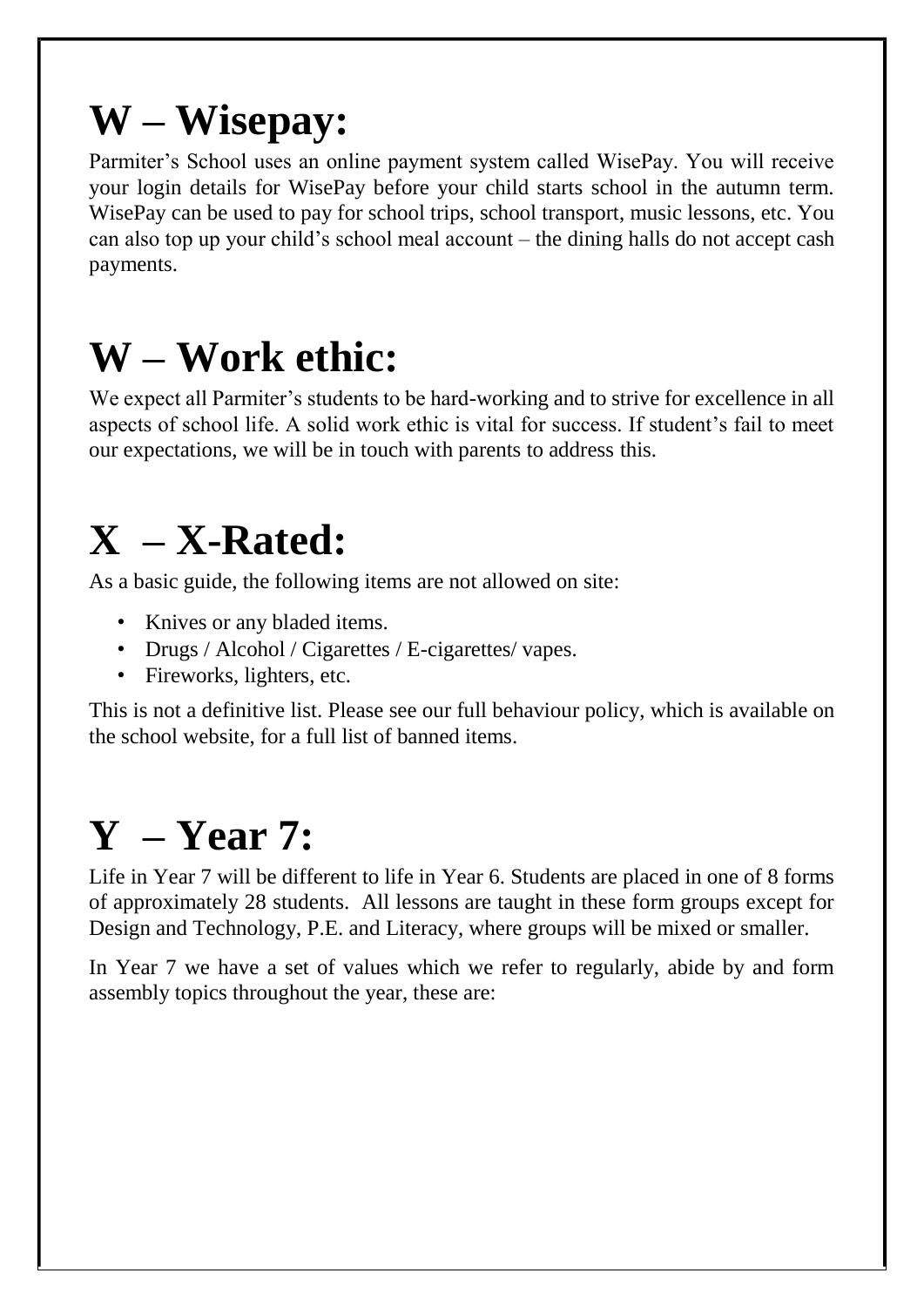# W – Wisepay:

Parmiter's School uses an online payment system called WisePay. You will receive your login details for WisePay before your child starts school in the autumn term. WisePay can be used to pay for school trips, school transport, music lessons, etc. You can also top up your child's school meal account – the dining halls do not accept cash payments.

# W – Work ethic:

We expect all Parmiter's students to be hard-working and to strive for excellence in all aspects of school life. A solid work ethic is vital for success. If student's fail to meet our expectations, we will be in touch with parents to address this.

# X – X-Rated:

As a basic guide, the following items are not allowed on site:

- Knives or any bladed items.
- Drugs / Alcohol / Cigarettes / E-cigarettes/ vapes.
- Fireworks, lighters, etc.

This is not a definitive list. Please see our full behaviour policy, which is available on the school website, for a full list of banned items.

# Y – Year 7:

Life in Year 7 will be different to life in Year 6. Students are placed in one of 8 forms of approximately 28 students. All lessons are taught in these form groups except for Design and Technology, P.E. and Literacy, where groups will be mixed or smaller.

In Year 7 we have a set of values which we refer to regularly, abide by and form assembly topics throughout the year, these are: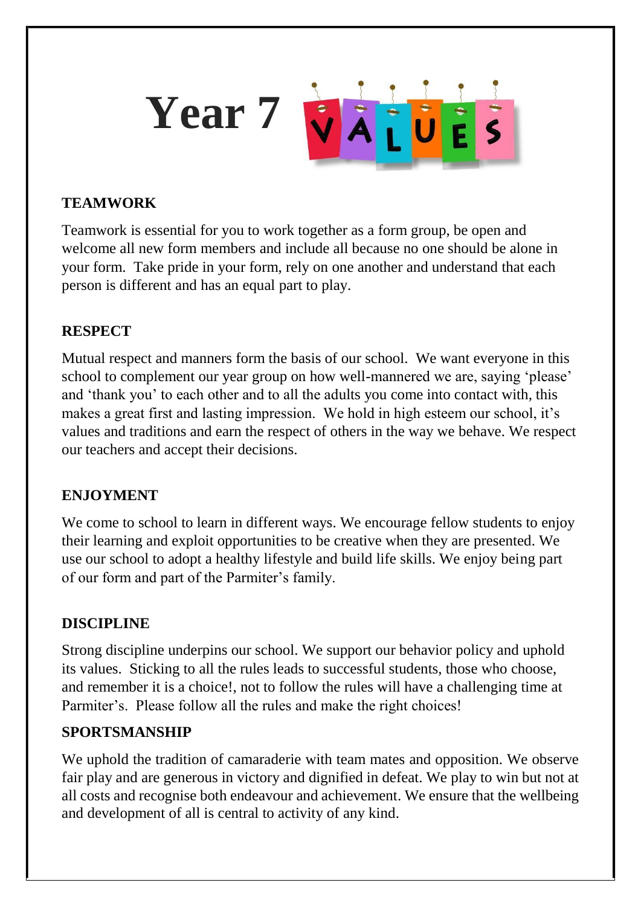# Year 7 VALUES

## TEAMWORK

Teamwork is essential for you to work together as a form group, be open and welcome all new form members and include all because no one should be alone in your form. Take pride in your form, rely on one another and understand that each person is different and has an equal part to play.

## RESPECT

Mutual respect and manners form the basis of our school. We want everyone in this school to complement our year group on how well-mannered we are, saying 'please' and 'thank you' to each other and to all the adults you come into contact with, this makes a great first and lasting impression. We hold in high esteem our school, it's values and traditions and earn the respect of others in the way we behave. We respect our teachers and accept their decisions.

## ENJOYMENT

We come to school to learn in different ways. We encourage fellow students to enjoy their learning and exploit opportunities to be creative when they are presented. We use our school to adopt a healthy lifestyle and build life skills. We enjoy being part of our form and part of the Parmiter's family.

## DISCIPLINE

Strong discipline underpins our school. We support our behavior policy and uphold its values. Sticking to all the rules leads to successful students, those who choose, and remember it is a choice!, not to follow the rules will have a challenging time at Parmiter's. Please follow all the rules and make the right choices!

## SPORTSMANSHIP

We uphold the tradition of camaraderie with team mates and opposition. We observe fair play and are generous in victory and dignified in defeat. We play to win but not at all costs and recognise both endeavour and achievement. We ensure that the wellbeing and development of all is central to activity of any kind.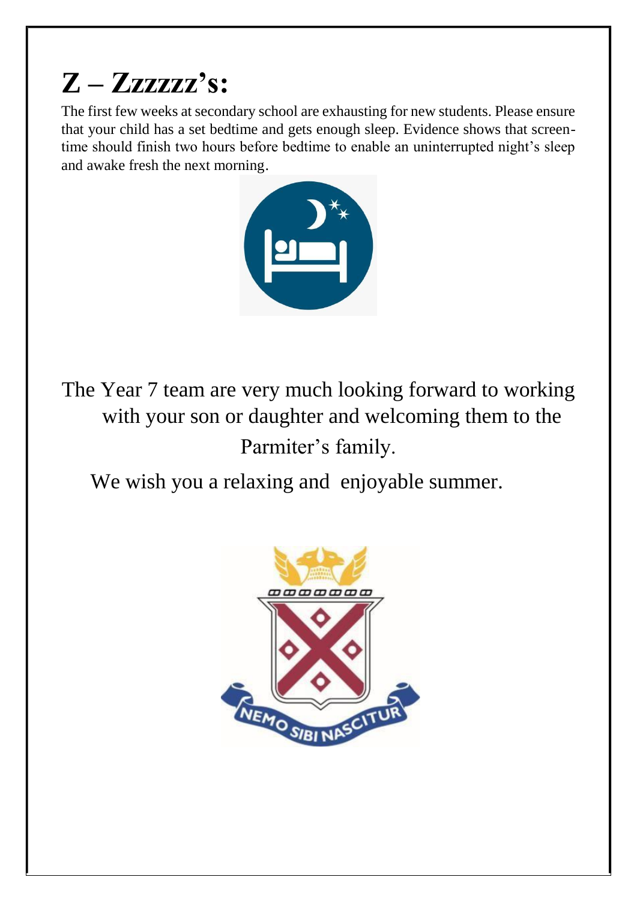# Z – *Zzzzzz*'s:

The first few weeks at secondary school are exhausting for new students. Please ensure that your child has a set bedtime and gets enough sleep. Evidence shows that screen-time should finish two hours before bedtime to enable an uninterrupted night's sleep and awake fresh the next morning.

The Year 7 team are very much looking forward to working with your son or daughter and welcoming them to the Parmiter's family.

We wish you a relaxing and enjoyable summer.

NEMO SIBI NASCITUR